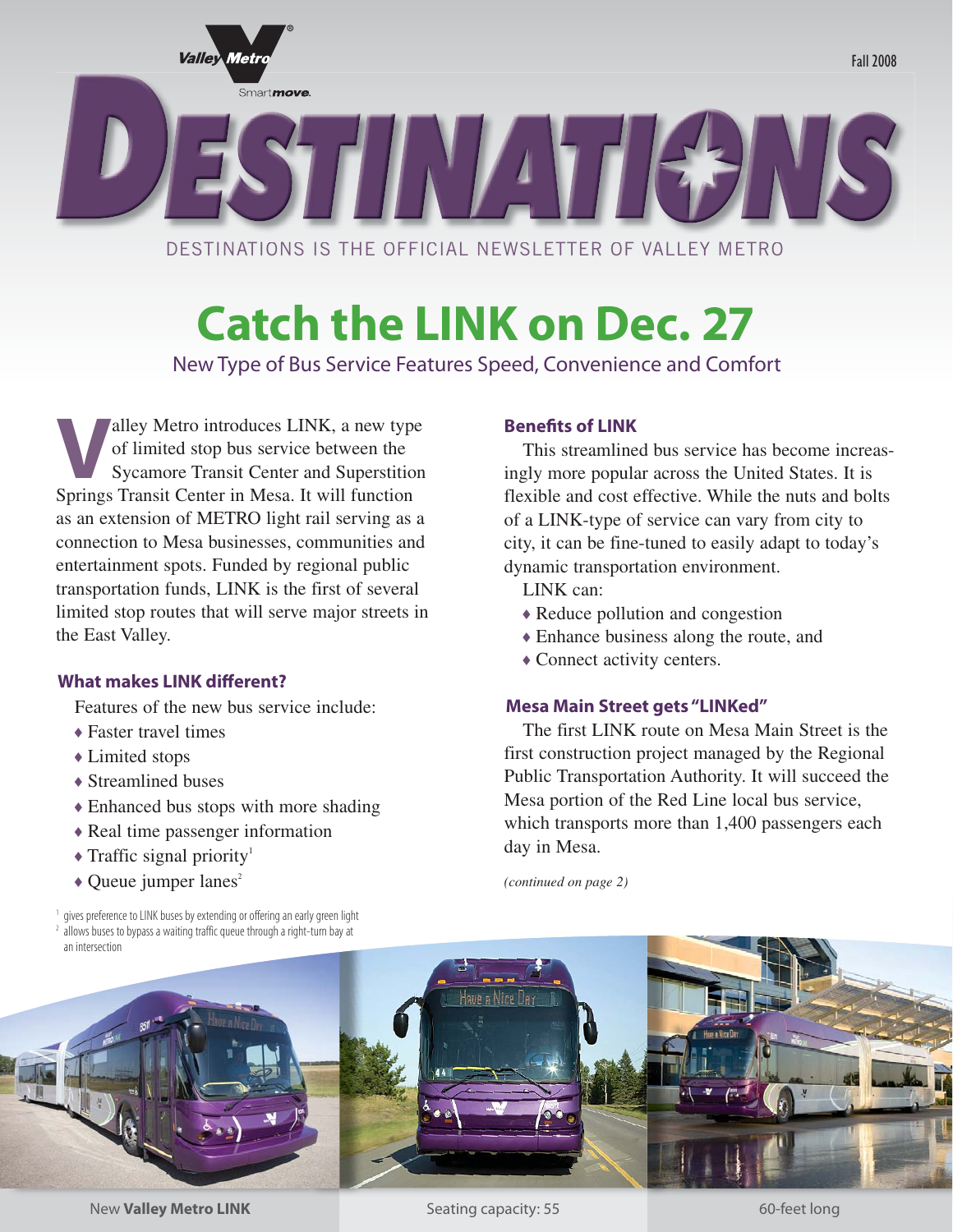# DESTINATIONS

Fall 2008

DESTINATIONS IS THE OFFICIAL NEWSLETTER OF VALLEY METRO

# Catch the LINK on Dec. 27

New Type of Bus Service Features Speed, Convenience and Comfort

Valley Metro introduces LINK, a new type of limited stop bus service between the Sycamore Transit Center and Superstition Springs Transit Center in Mesa. It will function as an extension of METRO light rail serving as a connection to Mesa businesses, communities and entertainment spots. Funded by regional public transportation funds, LINK is the first of several limited stop routes that will serve major streets in the East Valley.

### What makes LINK different?

Features of the new bus service include:

- Faster travel times
- Limited stops
- Streamlined buses
- Enhanced bus stops with more shading
- Real time passenger information
- Traffic signal priority[1]
- Queue jumper lanes[2]

[1] gives preference to LINK buses by extending or offering an early green light

[2] allows buses to bypass a waiting traffic queue through a right-turn bay at an intersection

### Benefits of LINK

This streamlined bus service has become increasingly more popular across the United States. It is flexible and cost effective. While the nuts and bolts of a LINK-type of service can vary from city to city, it can be fine-tuned to easily adapt to today's dynamic transportation environment.

LINK can:

- Reduce pollution and congestion
- Enhance business along the route, and
- Connect activity centers.

### Mesa Main Street gets "LINKed"

The first LINK route on Mesa Main Street is the first construction project managed by the Regional Public Transportation Authority. It will succeed the Mesa portion of the Red Line local bus service, which transports more than 1,400 passengers each day in Mesa.

*(continued on page 2)*

New **Valley Metro LINK**

Seating capacity: 55

60-feet long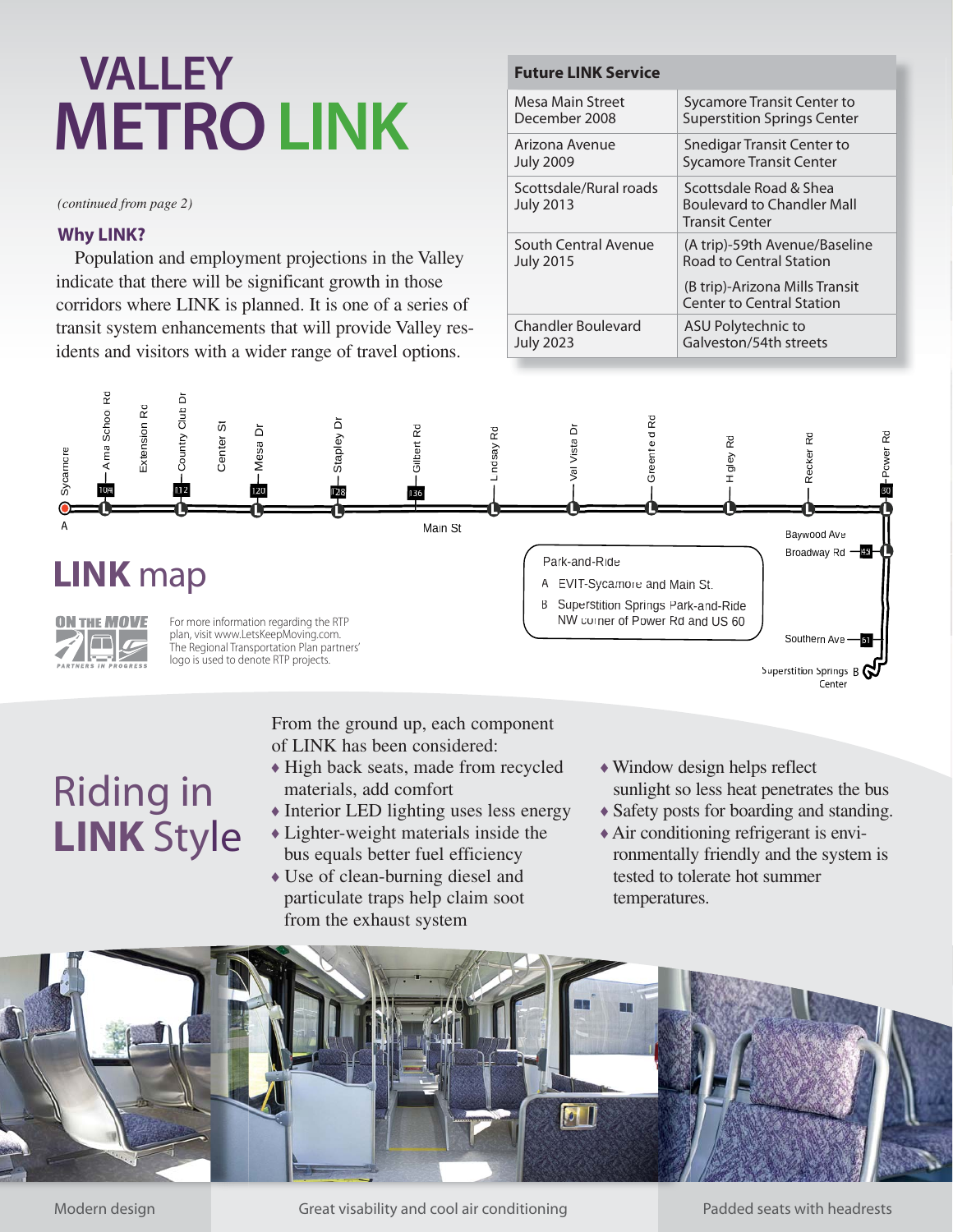# VALLEY METRO LINK

*(continued from page 2)*

### Why LINK?

Population and employment projections in the Valley indicate that there will be significant growth in those corridors where LINK is planned. It is one of a series of transit system enhancements that will provide Valley residents and visitors with a wider range of travel options.

| Future LINK Service | |
|---|---|
| Mesa Main Street December 2008 | Sycamore Transit Center to Superstition Springs Center |
| Arizona Avenue July 2009 | Snedigar Transit Center to Sycamore Transit Center |
| Scottsdale/Rural roads July 2013 | Scottsdale Road & Shea Boulevard to Chandler Mall Transit Center |
| South Central Avenue July 2015 | (A trip)-59th Avenue/Baseline Road to Central Station<br>(B trip)-Arizona Mills Transit Center to Central Station |
| Chandler Boulevard July 2023 | ASU Polytechnic to Galveston/54th streets |

## LINK map

Sycamore A — Alma School Rd (104) — Extension Rd — Country Club Dr (112) — Center St — Mesa Dr (120) — Stapley Dr (128) — Gilbert Rd (136) — Lindsay Rd — Val Vista Dr — Greenfield Rd — Higley Rd — Recker Rd — Power Rd (30) — Baywood Ave — Broadway Rd (45) — Southern Ave (61) — Superstition Springs Center B

Main St

Park-and-Ride
- A EVIT-Sycamore and Main St.
- B Superstition Springs Park-and-Ride NW corner of Power Rd and US 60

ON THE MOVE — PARTNERS IN PROGRESS

For more information regarding the RTP plan, visit www.LetsKeepMoving.com. The Regional Transportation Plan partners' logo is used to denote RTP projects.

## Riding in LINK Style

From the ground up, each component of LINK has been considered:

- High back seats, made from recycled materials, add comfort
- Interior LED lighting uses less energy
- Lighter-weight materials inside the bus equals better fuel efficiency
- Use of clean-burning diesel and particulate traps help claim soot from the exhaust system
- Window design helps reflect sunlight so less heat penetrates the bus
- Safety posts for boarding and standing.
- Air conditioning refrigerant is environmentally friendly and the system is tested to tolerate hot summer temperatures.

Modern design

Great visability and cool air conditioning

Padded seats with headrests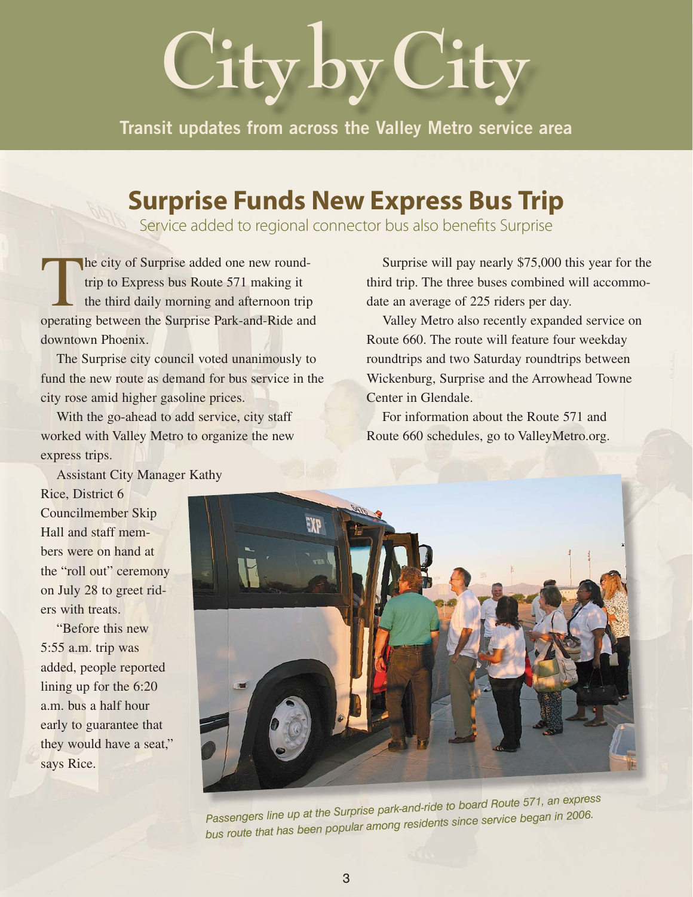# City by City

**Transit updates from across the Valley Metro service area**

## Surprise Funds New Express Bus Trip

Service added to regional connector bus also benefits Surprise

The city of Surprise added one new round-trip to Express bus Route 571 making it the third daily morning and afternoon trip operating between the Surprise Park-and-Ride and downtown Phoenix.

The Surprise city council voted unanimously to fund the new route as demand for bus service in the city rose amid higher gasoline prices.

With the go-ahead to add service, city staff worked with Valley Metro to organize the new express trips.

Assistant City Manager Kathy Rice, District 6 Councilmember Skip Hall and staff members were on hand at the "roll out" ceremony on July 28 to greet riders with treats.

"Before this new 5:55 a.m. trip was added, people reported lining up for the 6:20 a.m. bus a half hour early to guarantee that they would have a seat," says Rice.

Surprise will pay nearly $75,000 this year for the third trip. The three buses combined will accommodate an average of 225 riders per day.

Valley Metro also recently expanded service on Route 660. The route will feature four weekday roundtrips and two Saturday roundtrips between Wickenburg, Surprise and the Arrowhead Towne Center in Glendale.

For information about the Route 571 and Route 660 schedules, go to ValleyMetro.org.

*Passengers line up at the Surprise park-and-ride to board Route 571, an express bus route that has been popular among residents since service began in 2006.*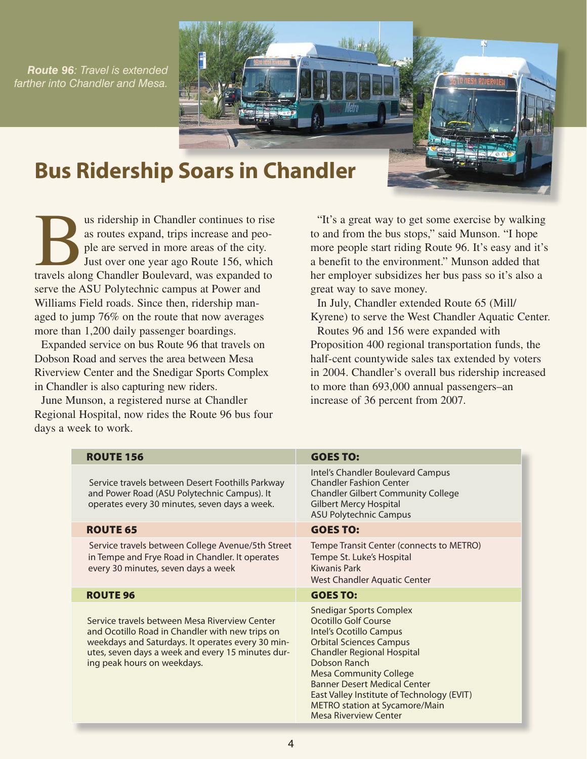***Route 96**: Travel is extended farther into Chandler and Mesa.*

# Bus Ridership Soars in Chandler

Bus ridership in Chandler continues to rise as routes expand, trips increase and people are served in more areas of the city. Just over one year ago Route 156, which travels along Chandler Boulevard, was expanded to serve the ASU Polytechnic campus at Power and Williams Field roads. Since then, ridership managed to jump 76% on the route that now averages more than 1,200 daily passenger boardings.

Expanded service on bus Route 96 that travels on Dobson Road and serves the area between Mesa Riverview Center and the Snedigar Sports Complex in Chandler is also capturing new riders.

June Munson, a registered nurse at Chandler Regional Hospital, now rides the Route 96 bus four days a week to work.

"It's a great way to get some exercise by walking to and from the bus stops," said Munson. "I hope more people start riding Route 96. It's easy and it's a benefit to the environment." Munson added that her employer subsidizes her bus pass so it's also a great way to save money.

In July, Chandler extended Route 65 (Mill/Kyrene) to serve the West Chandler Aquatic Center.

Routes 96 and 156 were expanded with Proposition 400 regional transportation funds, the half-cent countywide sales tax extended by voters in 2004. Chandler's overall bus ridership increased to more than 693,000 annual passengers–an increase of 36 percent from 2007.

| ROUTE 156 | GOES TO: |
|---|---|
| Service travels between Desert Foothills Parkway and Power Road (ASU Polytechnic Campus). It operates every 30 minutes, seven days a week. | Intel's Chandler Boulevard Campus<br>Chandler Fashion Center<br>Chandler Gilbert Community College<br>Gilbert Mercy Hospital<br>ASU Polytechnic Campus |
| **ROUTE 65** | **GOES TO:** |
| Service travels between College Avenue/5th Street in Tempe and Frye Road in Chandler. It operates every 30 minutes, seven days a week | Tempe Transit Center (connects to METRO)<br>Tempe St. Luke's Hospital<br>Kiwanis Park<br>West Chandler Aquatic Center |
| **ROUTE 96** | **GOES TO:** |
| Service travels between Mesa Riverview Center and Ocotillo Road in Chandler with new trips on weekdays and Saturdays. It operates every 30 minutes, seven days a week and every 15 minutes during peak hours on weekdays. | Snedigar Sports Complex<br>Ocotillo Golf Course<br>Intel's Ocotillo Campus<br>Orbital Sciences Campus<br>Chandler Regional Hospital<br>Dobson Ranch<br>Mesa Community College<br>Banner Desert Medical Center<br>East Valley Institute of Technology (EVIT)<br>METRO station at Sycamore/Main<br>Mesa Riverview Center |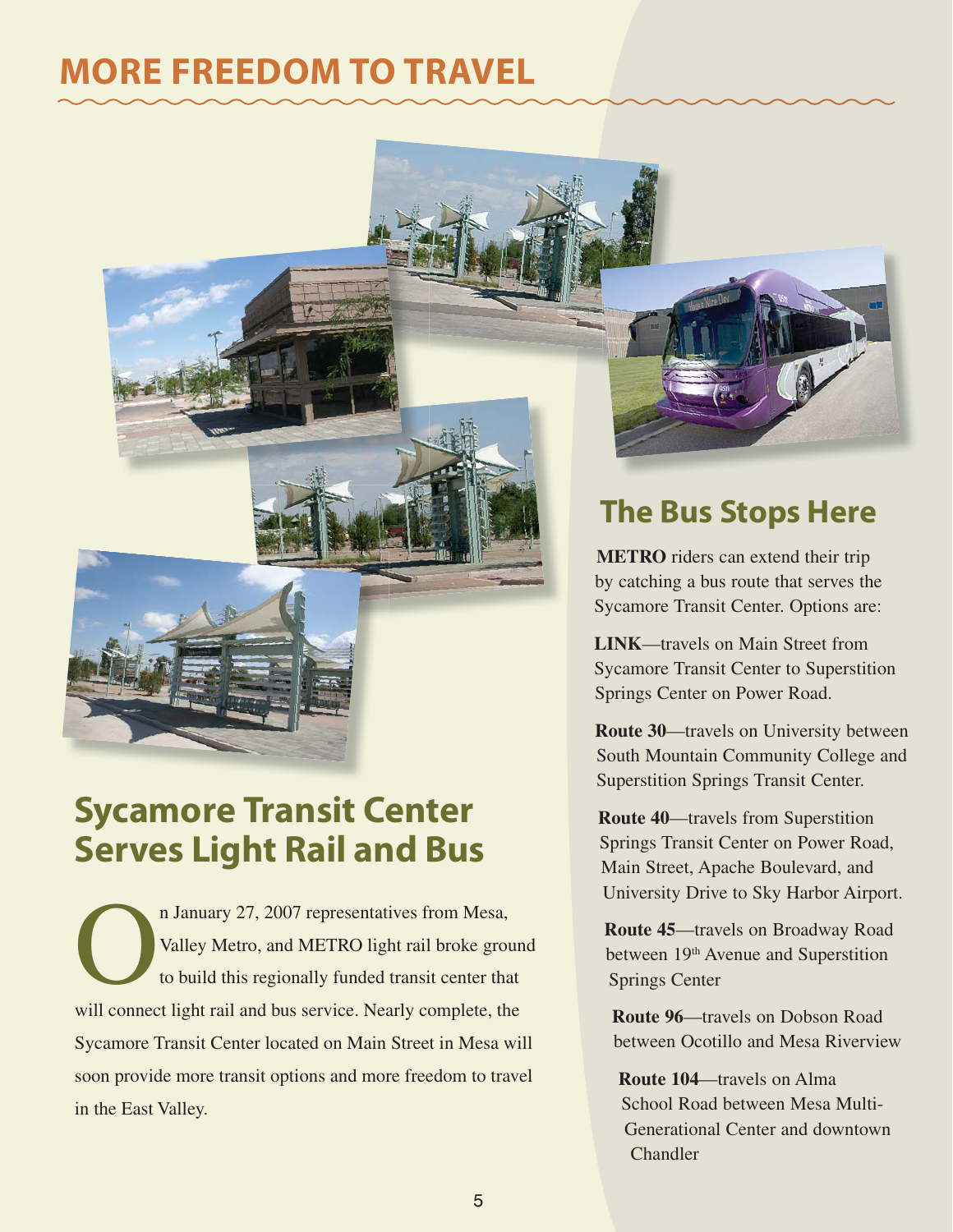# MORE FREEDOM TO TRAVEL

## Sycamore Transit Center Serves Light Rail and Bus

On January 27, 2007 representatives from Mesa, Valley Metro, and METRO light rail broke ground to build this regionally funded transit center that will connect light rail and bus service. Nearly complete, the Sycamore Transit Center located on Main Street in Mesa will soon provide more transit options and more freedom to travel in the East Valley.

## The Bus Stops Here

**METRO** riders can extend their trip by catching a bus route that serves the Sycamore Transit Center. Options are:

**LINK**—travels on Main Street from Sycamore Transit Center to Superstition Springs Center on Power Road.

**Route 30**—travels on University between South Mountain Community College and Superstition Springs Transit Center.

**Route 40**—travels from Superstition Springs Transit Center on Power Road, Main Street, Apache Boulevard, and University Drive to Sky Harbor Airport.

**Route 45**—travels on Broadway Road between 19th Avenue and Superstition Springs Center

**Route 96**—travels on Dobson Road between Ocotillo and Mesa Riverview

**Route 104**—travels on Alma School Road between Mesa Multi-Generational Center and downtown Chandler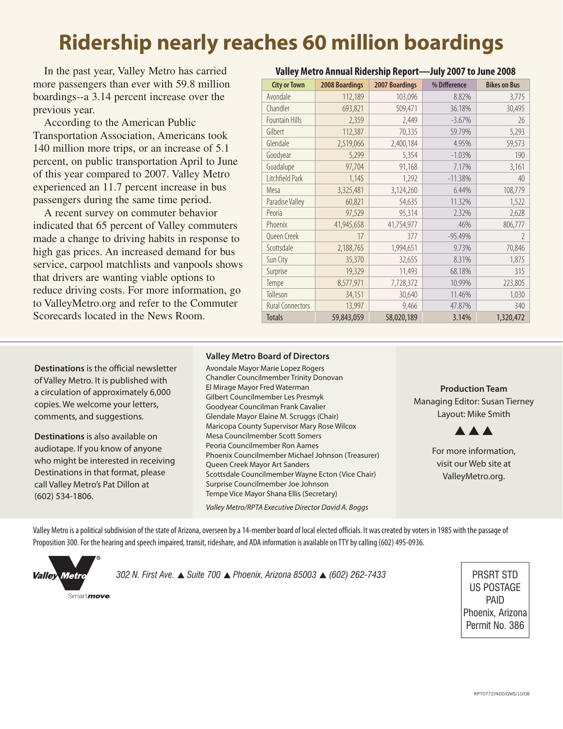# Ridership nearly reaches 60 million boardings

In the past year, Valley Metro has carried more passengers than ever with 59.8 million boardings--a 3.14 percent increase over the previous year.

According to the American Public Transportation Association, Americans took 140 million more trips, or an increase of 5.1 percent, on public transportation April to June of this year compared to 2007. Valley Metro experienced an 11.7 percent increase in bus passengers during the same time period.

A recent survey on commuter behavior indicated that 65 percent of Valley commuters made a change to driving habits in response to high gas prices. An increased demand for bus service, carpool matchlists and vanpools shows that drivers are wanting viable options to reduce driving costs. For more information, go to ValleyMetro.org and refer to the Commuter Scorecards located in the News Room.

**Valley Metro Annual Ridership Report—July 2007 to June 2008**

| City or Town | 2008 Boardings | 2007 Boardings | % Difference | Bikes on Bus |
|---|---|---|---|---|
| Avondale | 112,189 | 103,096 | 8.82% | 3,775 |
| Chandler | 693,821 | 509,471 | 36.18% | 30,495 |
| Fountain Hills | 2,359 | 2,449 | -3.67% | 26 |
| Gilbert | 112,387 | 70,335 | 59.79% | 5,293 |
| Glendale | 2,519,066 | 2,400,184 | 4.95% | 59,573 |
| Goodyear | 5,299 | 5,354 | -1.03% | 190 |
| Guadalupe | 97,704 | 91,168 | 7.17% | 3,161 |
| Litchfield Park | 1,145 | 1,292 | -11.38% | 40 |
| Mesa | 3,325,481 | 3,124,260 | 6.44% | 108,779 |
| Paradise Valley | 60,821 | 54,635 | 11.32% | 1,522 |
| Peoria | 97,529 | 95,314 | 2.32% | 2,628 |
| Phoenix | 41,945,658 | 41,754,977 | .46% | 806,777 |
| Queen Creek | 17 | 377 | -95.49% | 2 |
| Scottsdale | 2,188,765 | 1,994,651 | 9.73% | 70,846 |
| Sun City | 35,370 | 32,655 | 8.31% | 1,875 |
| Surprise | 19,329 | 11,493 | 68.18% | 315 |
| Tempe | 8,577,971 | 7,728,372 | 10.99% | 223,805 |
| Tolleson | 34,151 | 30,640 | 11.46% | 1,030 |
| Rural Connectors | 13,997 | 9,466 | 47.87% | 340 |
| Totals | 59,843,059 | 58,020,189 | 3.14% | 1,320,472 |

**Destinations** is the official newsletter of Valley Metro. It is published with a circulation of approximately 6,000 copies. We welcome your letters, comments, and suggestions.

**Destinations** is also available on audiotape. If you know of anyone who might be interested in receiving Destinations in that format, please call Valley Metro's Pat Dillon at (602) 534-1806.

**Valley Metro Board of Directors**

Avondale Mayor Marie Lopez Rogers
Chandler Councilmember Trinity Donovan
El Mirage Mayor Fred Waterman
Gilbert Councilmember Les Presmyk
Goodyear Councilman Frank Cavalier
Glendale Mayor Elaine M. Scruggs (Chair)
Maricopa County Supervisor Mary Rose Wilcox
Mesa Councilmember Scott Somers
Peoria Councilmember Ron Aames
Phoenix Councilmember Michael Johnson (Treasurer)
Queen Creek Mayor Art Sanders
Scottsdale Councilmember Wayne Ecton (Vice Chair)
Surprise Councilmember Joe Johnson
Tempe Vice Mayor Shana Ellis (Secretary)

*Valley Metro/RPTA Executive Director David A. Boggs*

**Production Team**
Managing Editor: Susan Tierney
Layout: Mike Smith

▲▲▲

For more information, visit our Web site at ValleyMetro.org.

Valley Metro is a political subdivision of the state of Arizona, overseen by a 14-member board of local elected officials. It was created by voters in 1985 with the passage of Proposition 300. For the hearing and speech impaired, transit, rideshare, and ADA information is available on TTY by calling (602) 495-0936.

Valley Metro® Smart*move*.

*302 N. First Ave. ▲ Suite 700 ▲ Phoenix, Arizona 85003 ▲ (602) 262-7433*

PRSRT STD
US POSTAGE
PAID
Phoenix, Arizona
Permit No. 386

RPT0772INDD/GMS/10/08